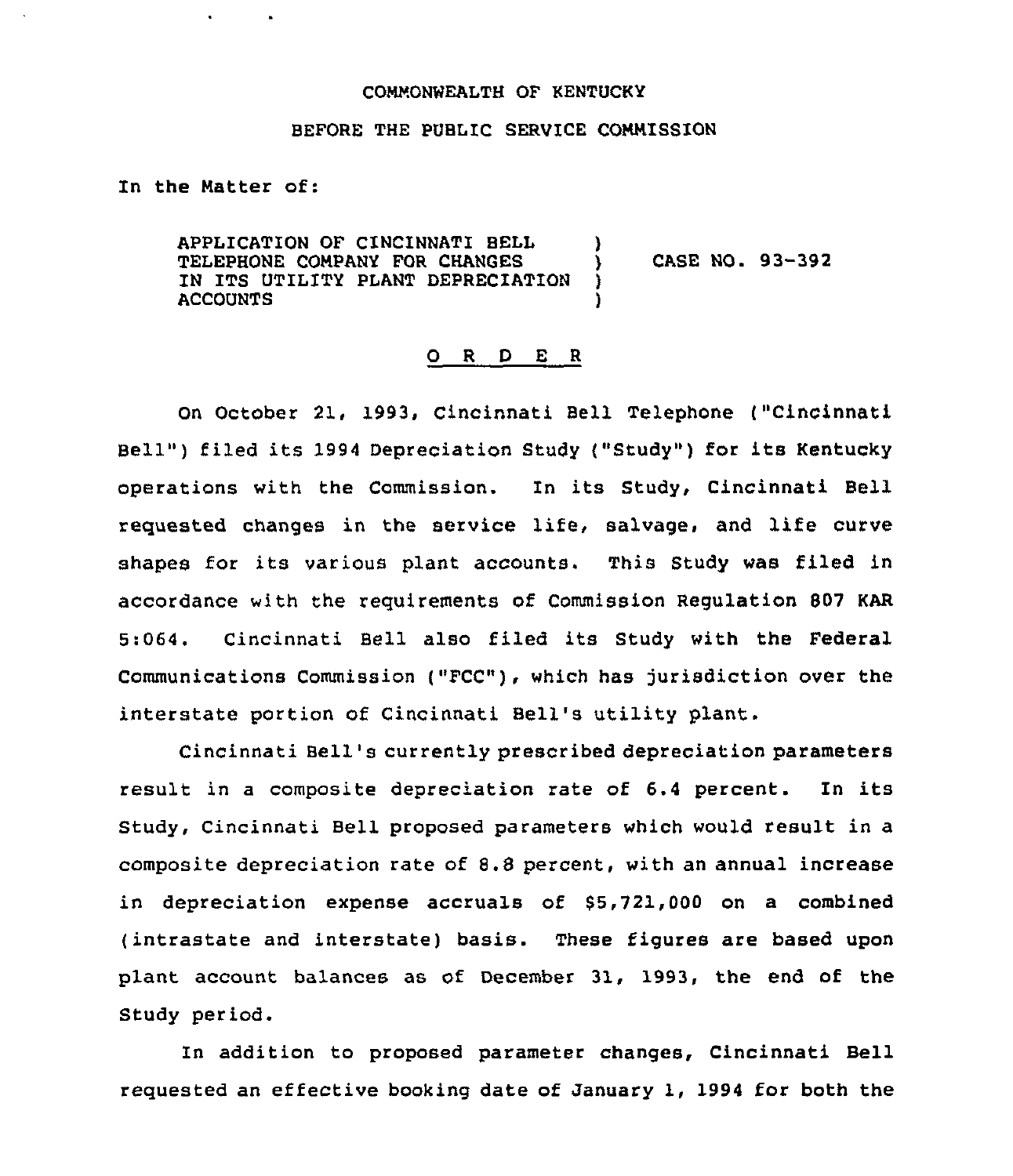COMMONWEALTH OF KENTUCKY

BEFORE THE PUBLIC SERVICE COMMISSION

In the Matter of:

APPLICATION OF CINCINNATI BELL TELEPHONE COMPANY FOR CHANGES IN ITS UTILITY PLANT DEPRECIATION ACCOUNTS ) CASE NO. 93-392

O R D E R

On October 21, 1993, Cincinnati Bell Telephone ("Cincinnati Bell") filed its 1994 Depreciation Study ("Study") for its Kentucky operations with the Commission. In its Study, Cincinnati Bell requested changes in the service life, salvage, and life curve shapes for its various plant accounts. This Study was filed in accordance with the requirements of Commission Regulation 807 KAR 5:064. Cincinnati Bell also filed its Study with the Federal Communications Commission ("FCC"), which has jurisdiction over the interstate portion of Cincinnati Bell's utility plant.

Cincinnati Bell's currently prescribed depreciation parameters result in a composite depreciation rate of 6.4 percent. In its Study, Cincinnati Bell proposed parameters which would result in a composite depreciation rate of 8.8 percent, with an annual increase in depreciation expense accruals of $5,721,000 on a combined (intrastate and interstate) basis. These figures are based upon plant account balances as of December 31, 1993, the end of the Study period.

In addition to proposed parameter changes, Cincinnati Bell requested an effective booking date of January 1, 1994 for both the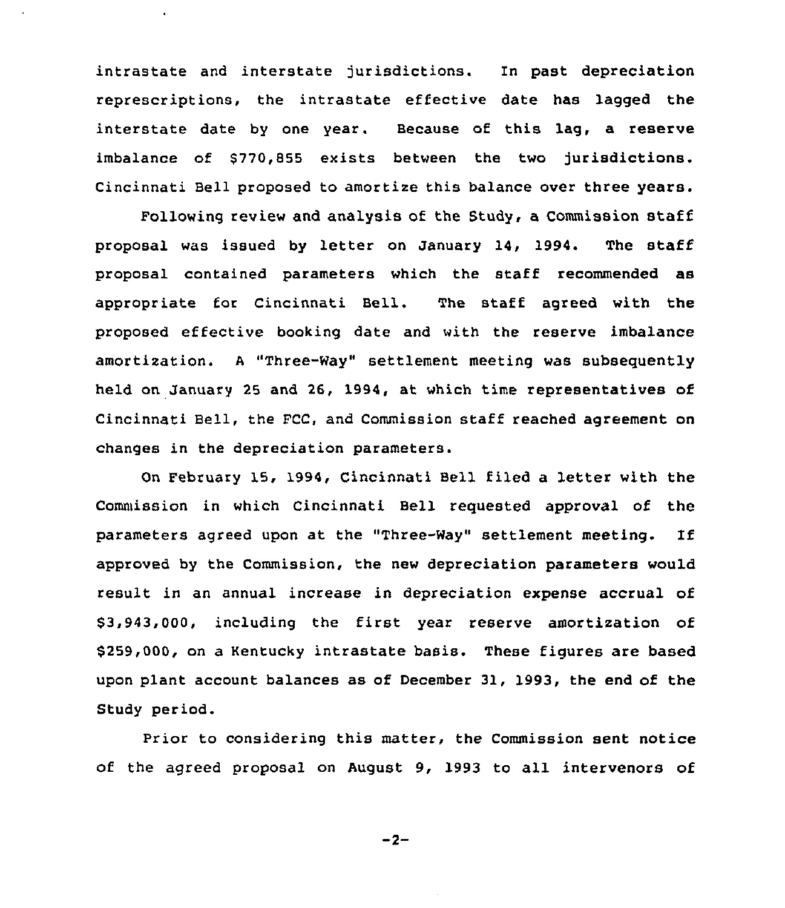intrastate and interstate jurisdictions. In past depreciation represcriptions, the intrastate effective date has lagged the interstate date by one year. Because of this lag, a reserve imbalance of $770,855 exists between the two jurisdictions. Cincinnati Bell proposed to amortize this balance over three years.

Following review and analysis of the Study, a Commission staff proposal was issued by letter on January 14, 1994. The staff proposal contained parameters which the staff recommended as appropriate for Cincinnati Bell. The staff agreed with the proposed effective booking date and with the reserve imbalance amortization. A "Three-Way" settlement meeting was subsequently held on January 25 and 26, 1994, at which time representatives of Cincinnati Bell, the FCC, and Commission staff reached agreement on changes in the depreciation parameters.

On February 15, 1994, Cincinnati Bell filed a letter with the Commission in which Cincinnati Bell requested approval of the parameters agreed upon at the "Three-Way" settlement meeting. If approved by the Commission, the new depreciation parameters would result in an annual increase in depreciation expense accrual of $3,943,000, including the first year reserve amortization of $259,000, on a Kentucky intrastate basis. These figures are based upon plant account balances as of December 31, 1993, the end of the Study period.

Prior to considering this matter, the Commission sent notice of the agreed proposal on August 9, 1993 to all intervenors of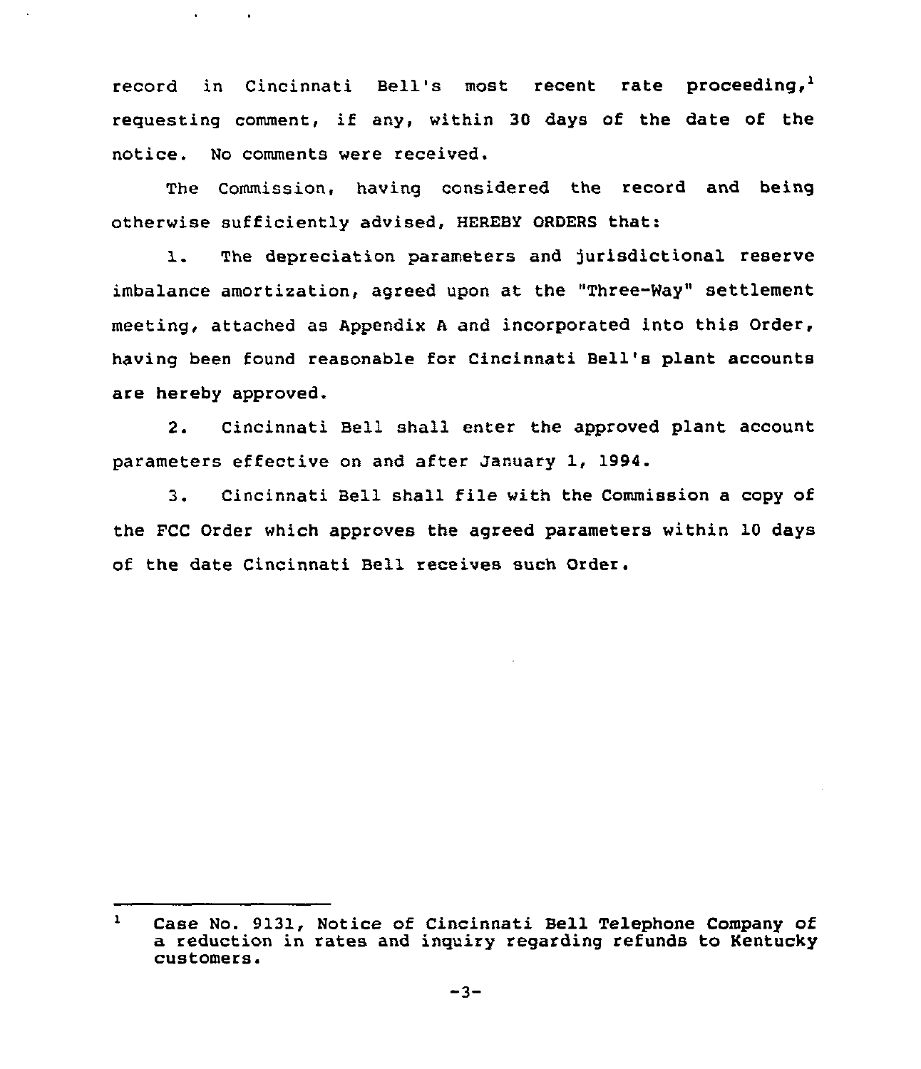record in Cincinnati Bell's most recent rate proceeding,[1] requesting comment, if any, within 30 days of the date of the notice. No comments were received.

The Commission, having considered the record and being otherwise sufficiently advised, HEREBY ORDERS that:

1. The depreciation parameters and jurisdictional reserve imbalance amortization, agreed upon at the "Three-Way" settlement meeting, attached as Appendix A and incorporated into this Order, having been found reasonable for Cincinnati Bell's plant accounts are hereby approved.

2. Cincinnati Bell shall enter the approved plant account parameters effective on and after January 1, 1994.

3. Cincinnati Bell shall file with the Commission a copy of the FCC Order which approves the agreed parameters within 10 days of the date Cincinnati Bell receives such Order.

---

[1] Case No. 9131, Notice of Cincinnati Bell Telephone Company of a reduction in rates and inquiry regarding refunds to Kentucky customers.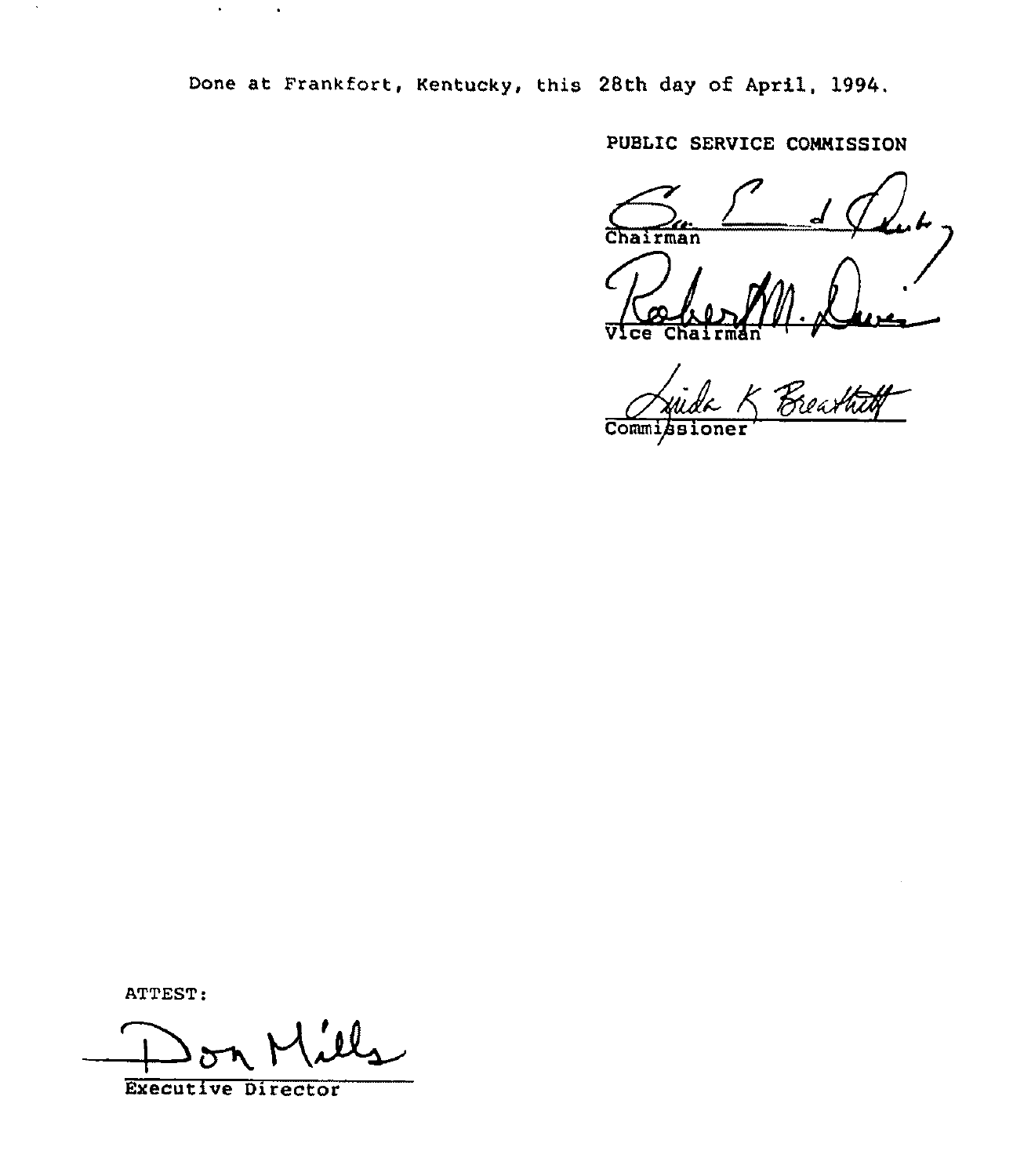Done at Frankfort, Kentucky, this 28th day of April, 1994.

PUBLIC SERVICE COMMISSION

Chairman

Vice Chairman

Commissioner

ATTEST:

Executive Director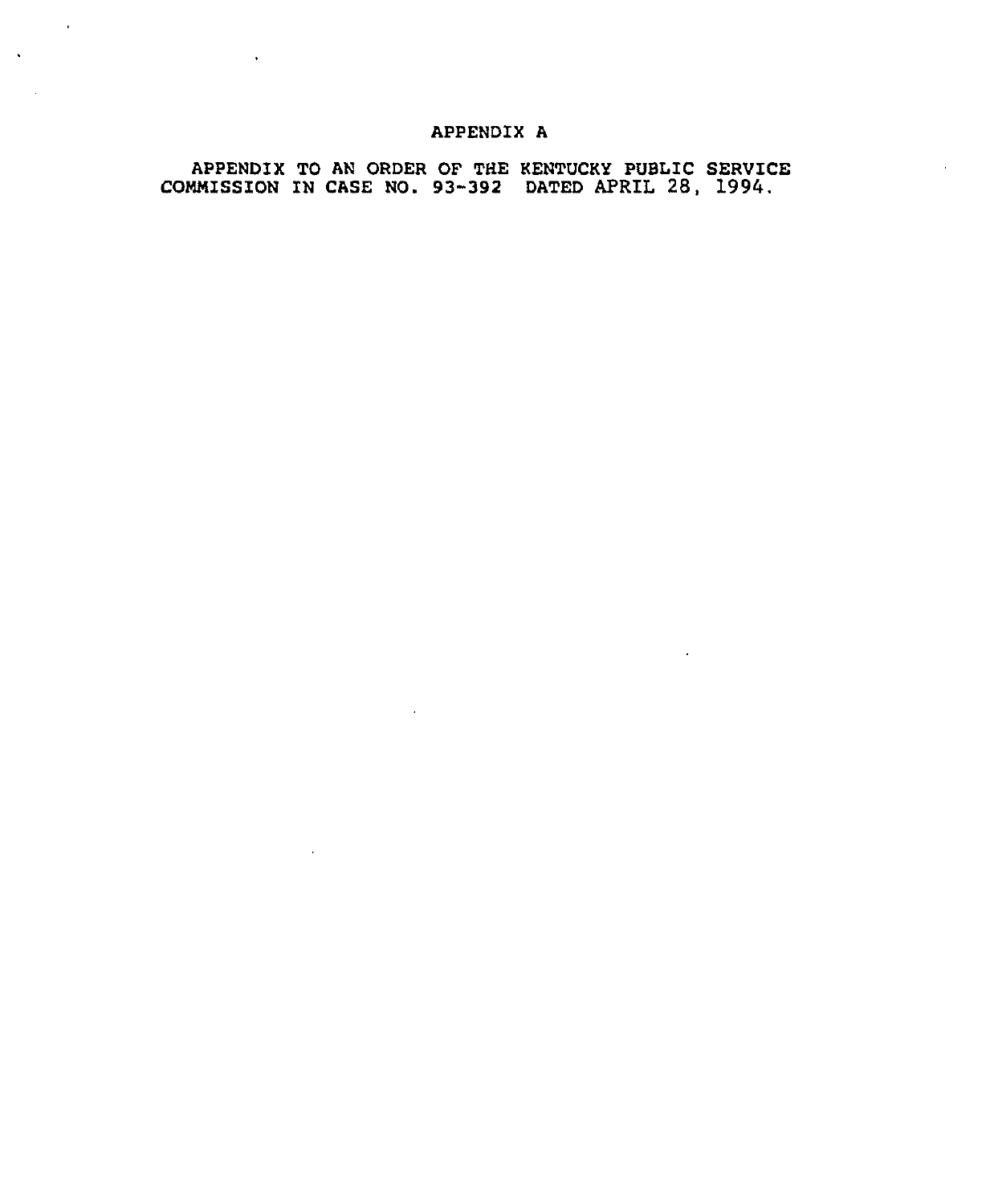# APPENDIX A

APPENDIX TO AN ORDER OF THE KENTUCKY PUBLIC SERVICE COMMISSION IN CASE NO. 93-392 DATED APRIL 28, 1994.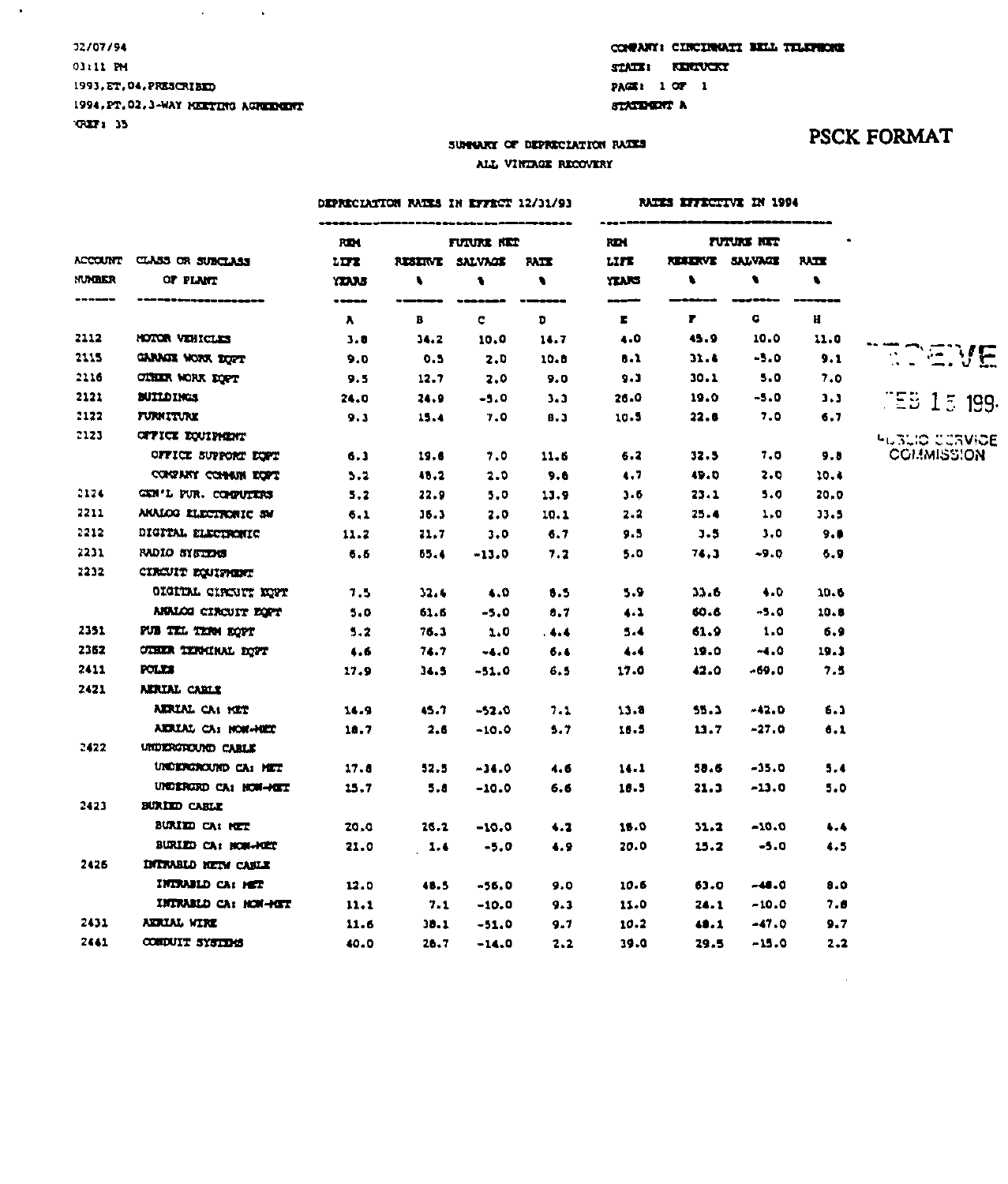02/07/94
03:11 PM
1993,ET,04,PRESCRIBED
1994,PT,02,3-WAY MEETING AGREEMENT
REF: 35

COMPANY: CINCINNATI BELL TELEPHONE
STATE: KENTUCKY
STATEMENT A

**PSCK FORMAT**

RECEIVED
FEB 15 199
PUBLIC SERVICE COMMISSION

## SUMMARY OF DEPRECIATION RATES
### ALL VINTAGE RECOVERY

| | | DEPRECIATION RATES IN EFFECT 12/31/93 | | | | RATES EFFECTIVE IN 1994 | | | |
|---|---|---|---|---|---|---|---|---|---|
| ACCOUNT NUMBER | CLASS OR SUBCLASS OF PLANT | REM LIFE YEARS | RESERVE % | FUTURE NET SALVAGE % | RATE % | REM LIFE YEARS | RESERVE % | FUTURE NET SALVAGE % | RATE % |
| | | A | B | C | D | E | F | G | H |
| 2112 | MOTOR VEHICLES | 3.8 | 34.2 | 10.0 | 14.7 | 4.0 | 45.9 | 10.0 | 11.0 |
| 2115 | GARAGE WORK EQPT | 9.0 | 0.5 | 2.0 | 10.8 | 8.1 | 31.6 | -5.0 | 9.1 |
| 2116 | OTHER WORK EQPT | 9.5 | 12.7 | 2.0 | 9.0 | 9.3 | 30.1 | 5.0 | 7.0 |
| 2121 | BUILDINGS | 24.0 | 24.9 | -5.0 | 3.3 | 26.0 | 19.0 | -5.0 | 3.3 |
| 2122 | FURNITURE | 9.3 | 15.4 | 7.0 | 8.3 | 10.5 | 22.8 | 7.0 | 6.7 |
| 2123 | OFFICE EQUIPMENT | | | | | | | | |
| | OFFICE SUPPORT EQPT | 6.3 | 19.8 | 7.0 | 11.6 | 6.2 | 32.5 | 7.0 | 9.8 |
| | COMPANY COMMUN EQPT | 5.2 | 48.2 | 2.0 | 9.6 | 4.7 | 49.0 | 2.0 | 10.4 |
| 2124 | GEN'L PUR. COMPUTERS | 5.2 | 22.9 | 5.0 | 13.9 | 3.6 | 23.1 | 5.0 | 20.0 |
| 2211 | ANALOG ELECTRONIC SW | 6.1 | 36.3 | 2.0 | 10.1 | 2.2 | 25.4 | 1.0 | 33.5 |
| 2212 | DIGITAL ELECTRONIC | 11.2 | 21.7 | 3.0 | 6.7 | 9.5 | 3.5 | 3.0 | 9.8 |
| 2231 | RADIO SYSTEMS | 6.6 | 65.4 | -13.0 | 7.2 | 5.0 | 74.3 | -9.0 | 6.9 |
| 2232 | CIRCUIT EQUIPMENT | | | | | | | | |
| | DIGITAL CIRCUIT EQPT | 7.5 | 32.4 | 4.0 | 8.5 | 5.9 | 33.6 | 4.0 | 10.6 |
| | ANALOG CIRCUIT EQPT | 5.0 | 61.6 | -5.0 | 8.7 | 4.1 | 60.6 | -5.0 | 10.8 |
| 2351 | PUB TEL TERM EQPT | 5.2 | 76.3 | 1.0 | 4.4 | 5.4 | 61.9 | 1.0 | 6.9 |
| 2362 | OTHER TERMINAL EQPT | 4.6 | 74.7 | -4.0 | 6.4 | 4.4 | 19.0 | -4.0 | 19.3 |
| 2411 | POLES | 17.9 | 34.5 | -51.0 | 6.5 | 17.0 | 42.0 | -69.0 | 7.5 |
| 2421 | AERIAL CABLE | | | | | | | | |
| | AERIAL CA: MET | 14.9 | 45.7 | -52.0 | 7.1 | 13.8 | 55.3 | -42.0 | 6.3 |
| | AERIAL CA: NON-MET | 18.7 | 2.6 | -10.0 | 5.7 | 18.5 | 13.7 | -27.0 | 6.1 |
| 2422 | UNDERGROUND CABLE | | | | | | | | |
| | UNDERGROUND CA: MET | 17.8 | 52.5 | -34.0 | 4.6 | 14.1 | 58.6 | -35.0 | 5.4 |
| | UNDERGRD CA: NON-MET | 15.7 | 5.8 | -10.0 | 6.6 | 18.5 | 21.3 | -13.0 | 5.0 |
| 2423 | BURIED CABLE | | | | | | | | |
| | BURIED CA: MET | 20.0 | 26.2 | -10.0 | 4.2 | 18.0 | 31.2 | -10.0 | 4.4 |
| | BURIED CA: NON-MET | 21.0 | 1.4 | -5.0 | 4.9 | 20.0 | 15.2 | -5.0 | 4.5 |
| 2426 | INTRABLD NETW CABLE | | | | | | | | |
| | INTRABLD CA: MET | 12.0 | 48.5 | -56.0 | 9.0 | 10.6 | 63.0 | -48.0 | 8.0 |
| | INTRABLD CA: NON-MET | 11.1 | 7.1 | -10.0 | 9.3 | 11.0 | 24.1 | -10.0 | 7.8 |
| 2431 | AERIAL WIRE | 11.6 | 38.1 | -51.0 | 9.7 | 10.2 | 48.1 | -47.0 | 9.7 |
| 2441 | CONDUIT SYSTEMS | 40.0 | 28.7 | -14.0 | 2.2 | 39.0 | 29.5 | -15.0 | 2.2 |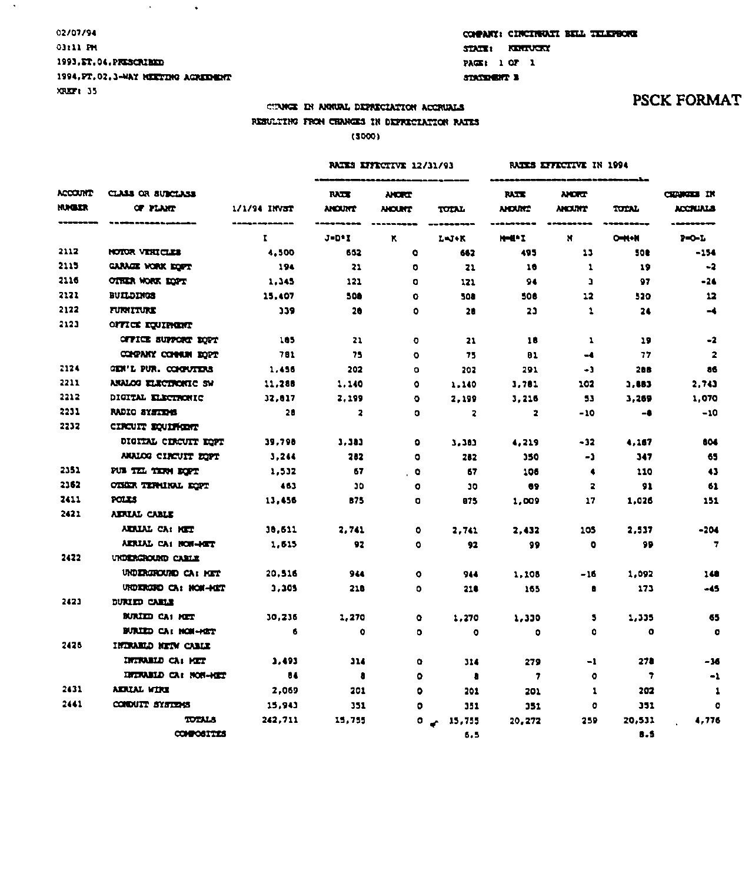02/07/94
03:11 PM
1993,ET,04,PRESCRIBED
1994,PT,02,3-WAY MEETING AGREEMENT
XREF: 35

COMPANY: CINCINNATI BELL TELEPHONE
STATE: KENTUCKY
PAGE: 1 OF 1
STATEMENT B

**PSCK FORMAT**

## CHANGE IN ANNUAL DEPRECIATION ACCRUALS RESULTING FROM CHANGES IN DEPRECIATION RATES ($000)

| | | | RATES EFFECTIVE 12/31/93 | | | RATES EFFECTIVE IN 1994 | | | |
|---|---|---|---|---|---|---|---|---|---|
| ACCOUNT NUMBER | CLASS OR SUBCLASS OF PLANT | 1/1/94 INVST | RATE AMOUNT | AMORT AMOUNT | TOTAL | RATE AMOUNT | AMORT AMOUNT | TOTAL | CHANGES IN ACCRUALS |
| | | I | J=D*I | K | L=J+K | M=H*I | N | O=M+N | P=O-L |
| 2112 | MOTOR VEHICLES | 4,500 | 662 | 0 | 662 | 495 | 13 | 508 | -154 |
| 2115 | GARAGE WORK EQPT | 194 | 21 | 0 | 21 | 18 | 1 | 19 | -2 |
| 2116 | OTHER WORK EQPT | 1,345 | 121 | 0 | 121 | 94 | 3 | 97 | -24 |
| 2121 | BUILDINGS | 15,407 | 508 | 0 | 508 | 508 | 12 | 520 | 12 |
| 2122 | FURNITURE | 339 | 28 | 0 | 28 | 23 | 1 | 24 | -4 |
| 2123 | OFFICE EQUIPMENT | | | | | | | | |
| | OFFICE SUPPORT EQPT | 185 | 21 | 0 | 21 | 18 | 1 | 19 | -2 |
| | COMPANY COMMUN EQPT | 781 | 75 | 0 | 75 | 81 | -4 | 77 | 2 |
| 2124 | GEN'L PUR. COMPUTERS | 1,456 | 202 | 0 | 202 | 291 | -3 | 288 | 86 |
| 2211 | ANALOG ELECTRONIC SW | 11,288 | 1,140 | 0 | 1,140 | 3,781 | 102 | 3,883 | 2,743 |
| 2212 | DIGITAL ELECTRONIC | 32,817 | 2,199 | 0 | 2,199 | 3,216 | 53 | 3,269 | 1,070 |
| 2231 | RADIO SYSTEMS | 28 | 2 | 0 | 2 | 2 | -10 | -8 | -10 |
| 2232 | CIRCUIT EQUIPMENT | | | | | | | | |
| | DIGITAL CIRCUIT EQPT | 39,798 | 3,383 | 0 | 3,383 | 4,219 | -32 | 4,187 | 804 |
| | ANALOG CIRCUIT EQPT | 3,244 | 282 | 0 | 282 | 350 | -3 | 347 | 65 |
| 2351 | PUB TEL TERM EQPT | 1,532 | 67 | 0 | 67 | 106 | 4 | 110 | 43 |
| 2362 | OTHER TERMINAL EQPT | 463 | 30 | 0 | 30 | 89 | 2 | 91 | 61 |
| 2411 | POLES | 13,456 | 875 | 0 | 875 | 1,009 | 17 | 1,026 | 151 |
| 2421 | AERIAL CABLE | | | | | | | | |
| | AERIAL CA: MET | 38,611 | 2,741 | 0 | 2,741 | 2,432 | 105 | 2,537 | -204 |
| | AERIAL CA: NON-MET | 1,615 | 92 | 0 | 92 | 99 | 0 | 99 | 7 |
| 2422 | UNDERGROUND CABLE | | | | | | | | |
| | UNDERGROUND CA: MET | 20,516 | 944 | 0 | 944 | 1,108 | -16 | 1,092 | 148 |
| | UNDERGRD CA: NON-MET | 3,305 | 218 | 0 | 218 | 165 | 8 | 173 | -45 |
| 2423 | BURIED CABLE | | | | | | | | |
| | BURIED CA: MET | 30,236 | 1,270 | 0 | 1,270 | 1,330 | 5 | 1,335 | 65 |
| | BURIED CA: NON-MET | 6 | 0 | 0 | 0 | 0 | 0 | 0 | 0 |
| 2426 | INTRABLD NETW CABLE | | | | | | | | |
| | INTRABLD CA: MET | 3,493 | 314 | 0 | 314 | 279 | -1 | 278 | -36 |
| | INTRABLD CA: NON-MET | 84 | 8 | 0 | 8 | 7 | 0 | 7 | -1 |
| 2431 | AERIAL WIRE | 2,069 | 201 | 0 | 201 | 201 | 1 | 202 | 1 |
| 2441 | CONDUIT SYSTEMS | 15,943 | 351 | 0 | 351 | 351 | 0 | 351 | 0 |
| | TOTALS | 242,711 | 15,755 | 0 | 15,755 | 20,272 | 259 | 20,531 | 4,776 |
| | COMPOSITES | | | | 6.5 | | | 8.5 | |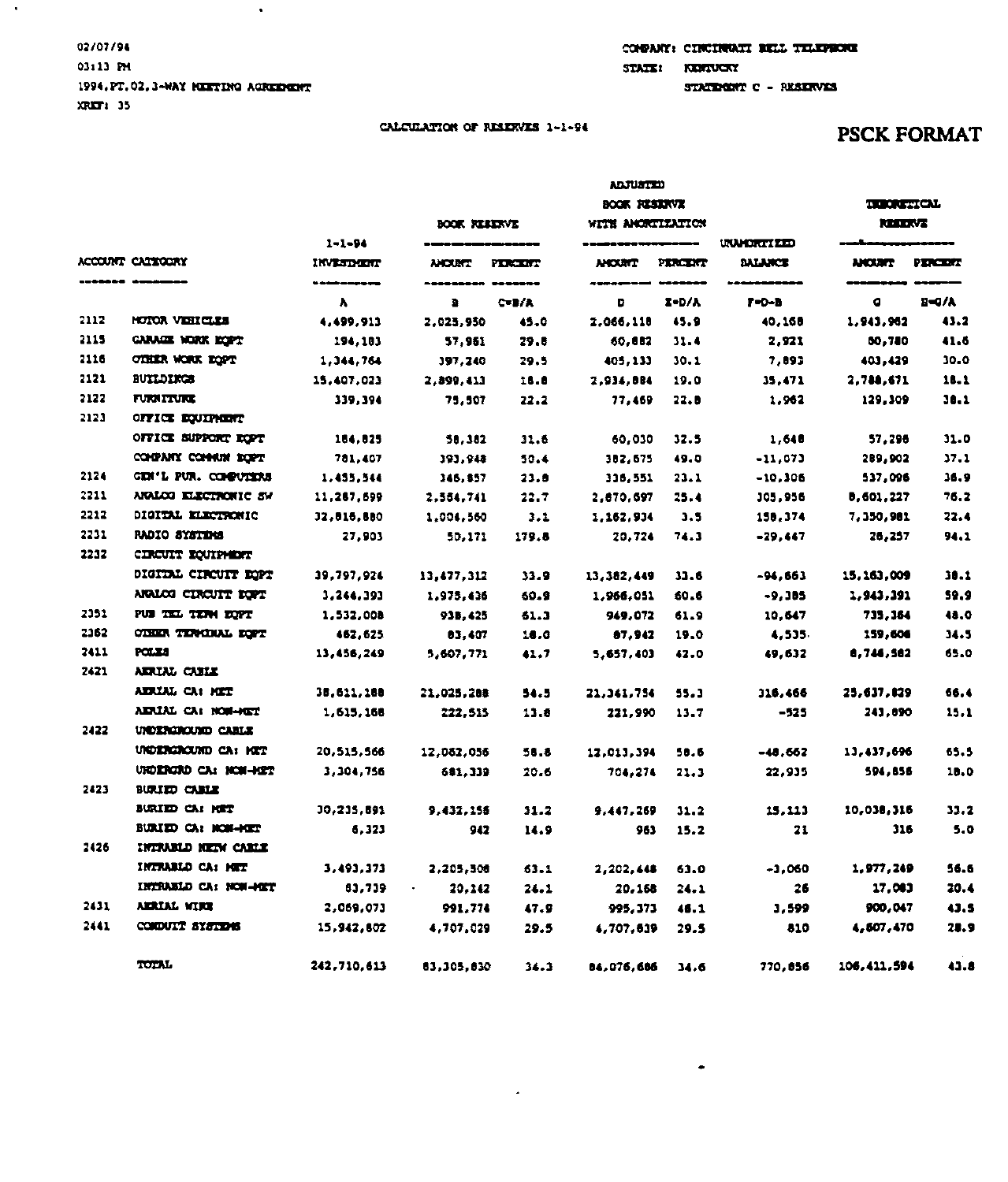02/07/94
03:13 PM
1994.PT.02.3-WAY MEETING AGREEMENT
XREF: 35

COMPANY: CINCINNATI BELL TELEPHONE
STATE: KENTUCKY
STATEMENT C - RESERVES

CALCULATION OF RESERVES 1-1-94

# PSCK FORMAT

| ACCOUNT | CATEGORY | 1-1-94 INVESTMENT | BOOK RESERVE AMOUNT | BOOK RESERVE PERCENT | ADJUSTED BOOK RESERVE WITH AMORTIZATION AMOUNT | ADJUSTED BOOK RESERVE WITH AMORTIZATION PERCENT | UNAMORTIZED BALANCE | THEORETICAL RESERVE AMOUNT | THEORETICAL RESERVE PERCENT |
|---|---|---|---|---|---|---|---|---|---|
| | | A | B | C=B/A | D | E=D/A | F=D-B | G | H=G/A |
| 2112 | MOTOR VEHICLES | 4,499,913 | 2,025,950 | 45.0 | 2,066,118 | 45.9 | 40,168 | 1,943,962 | 43.2 |
| 2115 | GARAGE WORK EQPT | 194,183 | 57,961 | 29.8 | 60,882 | 31.4 | 2,921 | 80,780 | 41.6 |
| 2116 | OTHER WORK EQPT | 1,344,764 | 397,240 | 29.5 | 405,133 | 30.1 | 7,893 | 403,429 | 30.0 |
| 2121 | BUILDINGS | 15,407,023 | 2,899,413 | 18.8 | 2,934,884 | 19.0 | 35,471 | 2,788,671 | 18.1 |
| 2122 | FURNITURE | 339,394 | 75,507 | 22.2 | 77,469 | 22.8 | 1,962 | 129,309 | 38.1 |
| 2123 | OFFICE EQUIPMENT | | | | | | | | |
| | OFFICE SUPPORT EQPT | 184,825 | 58,382 | 31.6 | 60,030 | 32.5 | 1,648 | 57,296 | 31.0 |
| | COMPANY COMMUN EQPT | 781,407 | 393,948 | 50.4 | 382,875 | 49.0 | -11,073 | 289,902 | 37.1 |
| 2124 | GEN'L PUR. COMPUTERS | 1,455,544 | 346,857 | 23.8 | 336,551 | 23.1 | -10,306 | 537,096 | 36.9 |
| 2211 | ANALOG ELECTRONIC SW | 11,287,899 | 2,564,741 | 22.7 | 2,870,697 | 25.4 | 305,956 | 8,601,227 | 76.2 |
| 2212 | DIGITAL ELECTRONIC | 32,818,880 | 1,004,560 | 3.1 | 1,162,934 | 3.5 | 158,374 | 7,350,981 | 22.4 |
| 2231 | RADIO SYSTEMS | 27,903 | 50,171 | 179.8 | 20,724 | 74.3 | -29,447 | 26,257 | 94.1 |
| 2232 | CIRCUIT EQUIPMENT | | | | | | | | |
| | DIGITAL CIRCUIT EQPT | 39,797,924 | 13,477,312 | 33.9 | 13,382,449 | 33.6 | -94,863 | 15,163,009 | 38.1 |
| | ANALOG CIRCUIT EQPT | 3,244,393 | 1,975,436 | 60.9 | 1,966,051 | 60.6 | -9,385 | 1,943,391 | 59.9 |
| 2351 | PUB TEL TERM EQPT | 1,532,008 | 938,425 | 61.3 | 949,072 | 61.9 | 10,647 | 735,364 | 48.0 |
| 2362 | OTHER TERMINAL EQPT | 462,625 | 83,407 | 18.0 | 87,942 | 19.0 | 4,535 | 159,606 | 34.5 |
| 2411 | POLES | 13,456,249 | 5,607,771 | 41.7 | 5,657,403 | 42.0 | 49,632 | 8,746,562 | 65.0 |
| 2421 | AERIAL CABLE | | | | | | | | |
| | AERIAL CA: MET | 38,611,188 | 21,025,288 | 54.5 | 21,341,754 | 55.3 | 316,466 | 25,637,829 | 66.4 |
| | AERIAL CA: NON-MET | 1,615,168 | 222,515 | 13.8 | 221,990 | 13.7 | -525 | 243,890 | 15.1 |
| 2422 | UNDERGROUND CABLE | | | | | | | | |
| | UNDERGROUND CA: MET | 20,515,566 | 12,062,056 | 58.8 | 12,013,394 | 58.6 | -48,662 | 13,437,696 | 65.5 |
| | UNDERGRD CA: NON-MET | 3,304,756 | 681,339 | 20.6 | 704,274 | 21.3 | 22,935 | 594,856 | 18.0 |
| 2423 | BURIED CABLE | | | | | | | | |
| | BURIED CA: MET | 30,235,891 | 9,432,156 | 31.2 | 9,447,269 | 31.2 | 15,113 | 10,038,316 | 33.2 |
| | BURIED CA: NON-MET | 6,323 | 942 | 14.9 | 963 | 15.2 | 21 | 316 | 5.0 |
| 2426 | INTRABLD NETW CABLE | | | | | | | | |
| | INTRABLD CA: MET | 3,493,373 | 2,205,508 | 63.1 | 2,202,448 | 63.0 | -3,060 | 1,977,249 | 56.6 |
| | INTRABLD CA: NON-MET | 83,739 | 20,142 | 24.1 | 20,168 | 24.1 | 26 | 17,083 | 20.4 |
| 2431 | AERIAL WIRE | 2,069,073 | 991,774 | 47.9 | 995,373 | 48.1 | 3,599 | 900,047 | 43.5 |
| 2441 | CONDUIT SYSTEMS | 15,942,802 | 4,707,029 | 29.5 | 4,707,839 | 29.5 | 810 | 4,607,470 | 28.9 |
| | TOTAL | 242,710,613 | 83,305,830 | 34.3 | 84,076,686 | 34.6 | 770,856 | 106,411,594 | 43.8 |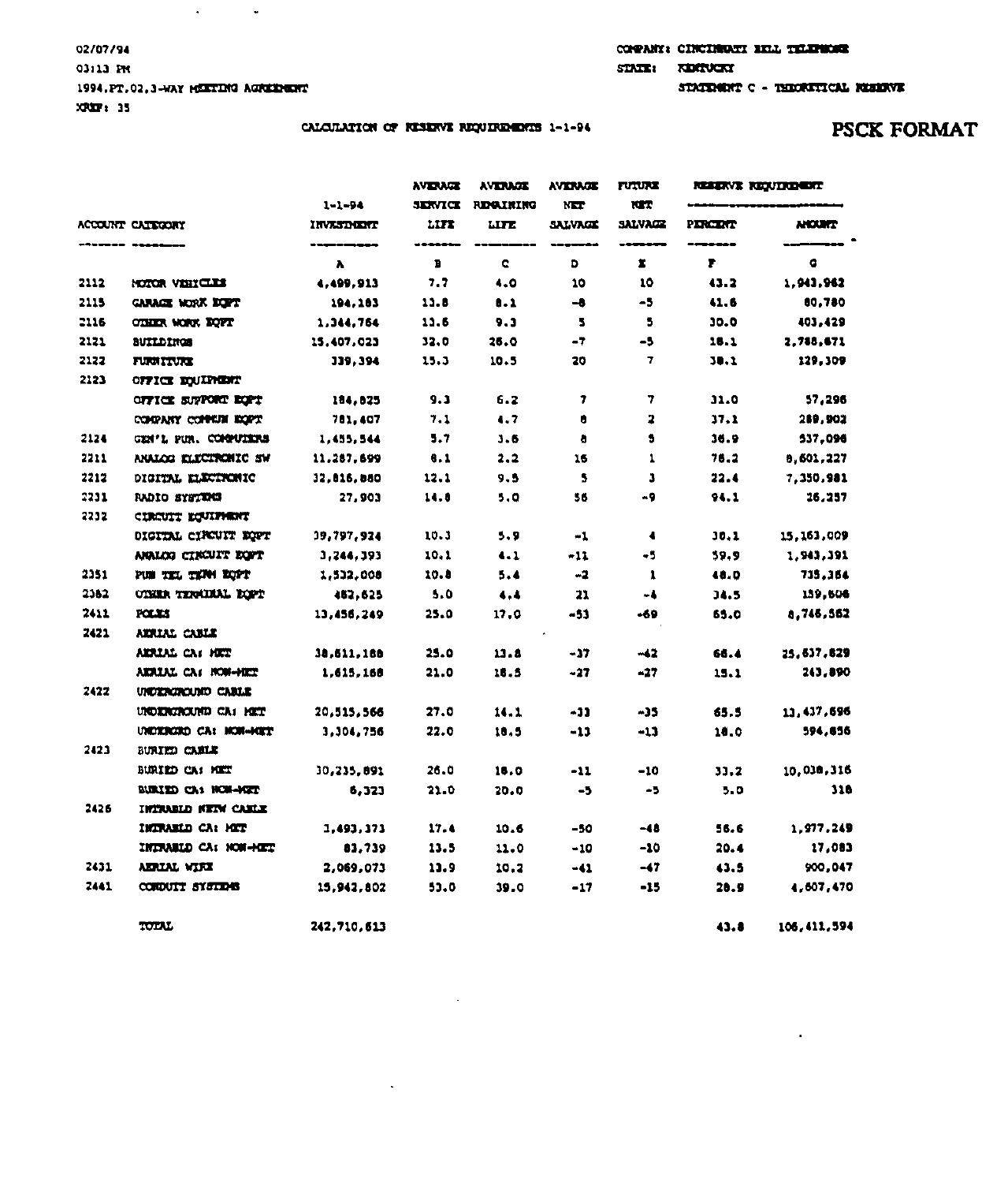02/07/94
03:13 PM
1994.PT.02.3-WAY MEETING AGREEMENT
XREF: 35

COMPANY: CINCINNATI BELL TELEPHONE
STATE: KENTUCKY
STATEMENT C - THEORETICAL RESERVE

CALCULATION OF RESERVE REQUIREMENTS 1-1-94

**PSCK FORMAT**

| ACCOUNT | CATEGORY | 1-1-94 INVESTMENT | AVERAGE SERVICE LIFE | AVERAGE REMAINING LIFE | AVERAGE NET SALVAGE | FUTURE NET SALVAGE | RESERVE REQUIREMENT PERCENT | RESERVE REQUIREMENT AMOUNT |
|---|---|---|---|---|---|---|---|---|
| | | A | B | C | D | E | F | G |
| 2112 | MOTOR VEHICLES | 4,499,913 | 7.7 | 4.0 | 10 | 10 | 43.2 | 1,943,962 |
| 2115 | GARAGE WORK EQPT | 194,183 | 13.8 | 8.1 | -8 | -5 | 41.6 | 80,780 |
| 2116 | OTHER WORK EQPT | 1,344,764 | 13.6 | 9.3 | 5 | 5 | 30.0 | 403,429 |
| 2121 | BUILDINGS | 15,407,023 | 32.0 | 26.0 | -7 | -5 | 18.1 | 2,788,671 |
| 2122 | FURNITURE | 339,394 | 15.3 | 10.5 | 20 | 7 | 38.1 | 129,309 |
| 2123 | OFFICE EQUIPMENT | | | | | | | |
| | OFFICE SUPPORT EQPT | 184,825 | 9.3 | 6.2 | 7 | 7 | 31.0 | 57,296 |
| | COMPANY COMMUN EQPT | 781,407 | 7.1 | 4.7 | 8 | 2 | 37.1 | 289,902 |
| 2124 | GEN'L PUR. COMPUTERS | 1,455,544 | 5.7 | 3.6 | 8 | 5 | 36.9 | 537,096 |
| 2211 | ANALOG ELECTRONIC SW | 11,287,699 | 8.1 | 2.2 | 16 | 1 | 76.2 | 8,601,227 |
| 2212 | DIGITAL ELECTRONIC | 32,816,880 | 12.1 | 9.5 | 5 | 3 | 22.4 | 7,350,981 |
| 2231 | RADIO SYSTEMS | 27,903 | 14.8 | 5.0 | 56 | -9 | 94.1 | 26,257 |
| 2232 | CIRCUIT EQUIPMENT | | | | | | | |
| | DIGITAL CIRCUIT EQPT | 39,797,924 | 10.3 | 5.9 | -1 | 4 | 38.1 | 15,163,009 |
| | ANALOG CIRCUIT EQPT | 3,244,393 | 10.1 | 4.1 | -11 | -5 | 59.9 | 1,943,391 |
| 2351 | PUB TEL TERM EQPT | 1,532,008 | 10.8 | 5.4 | -2 | 1 | 48.0 | 735,364 |
| 2362 | OTHER TERMINAL EQPT | 462,625 | 5.0 | 4.4 | 21 | -4 | 34.5 | 159,606 |
| 2411 | POLES | 13,456,249 | 25.0 | 17.0 | -53 | -69 | 65.0 | 8,746,562 |
| 2421 | AERIAL CABLE | | | | | | | |
| | AERIAL CA: MET | 38,611,168 | 25.0 | 13.8 | -37 | -42 | 66.4 | 25,637,829 |
| | AERIAL CA: NON-MET | 1,615,168 | 21.0 | 18.5 | -27 | -27 | 15.1 | 243,890 |
| 2422 | UNDERGROUND CABLE | | | | | | | |
| | UNDERGROUND CA: MET | 20,515,566 | 27.0 | 14.1 | -33 | -35 | 65.5 | 13,437,696 |
| | UNDERGRD CA: NON-MET | 3,304,756 | 22.0 | 18.5 | -13 | -13 | 18.0 | 594,856 |
| 2423 | BURIED CABLE | | | | | | | |
| | BURIED CA: MET | 30,235,891 | 26.0 | 18.0 | -11 | -10 | 33.2 | 10,038,316 |
| | BURIED CA: NON-MET | 6,323 | 21.0 | 20.0 | -5 | -5 | 5.0 | 318 |
| 2426 | INTRABLD NETW CABLE | | | | | | | |
| | INTRABLD CA: MET | 3,493,373 | 17.4 | 10.6 | -50 | -48 | 56.6 | 1,977,249 |
| | INTRABLD CA: NON-MET | 83,739 | 13.5 | 11.0 | -10 | -10 | 20.4 | 17,083 |
| 2431 | AERIAL WIRE | 2,069,073 | 13.9 | 10.2 | -41 | -47 | 43.5 | 900,047 |
| 2441 | CONDUIT SYSTEMS | 15,942,802 | 53.0 | 39.0 | -17 | -15 | 28.9 | 4,607,470 |
| | TOTAL | 242,710,613 | | | | | 43.8 | 106,411,594 |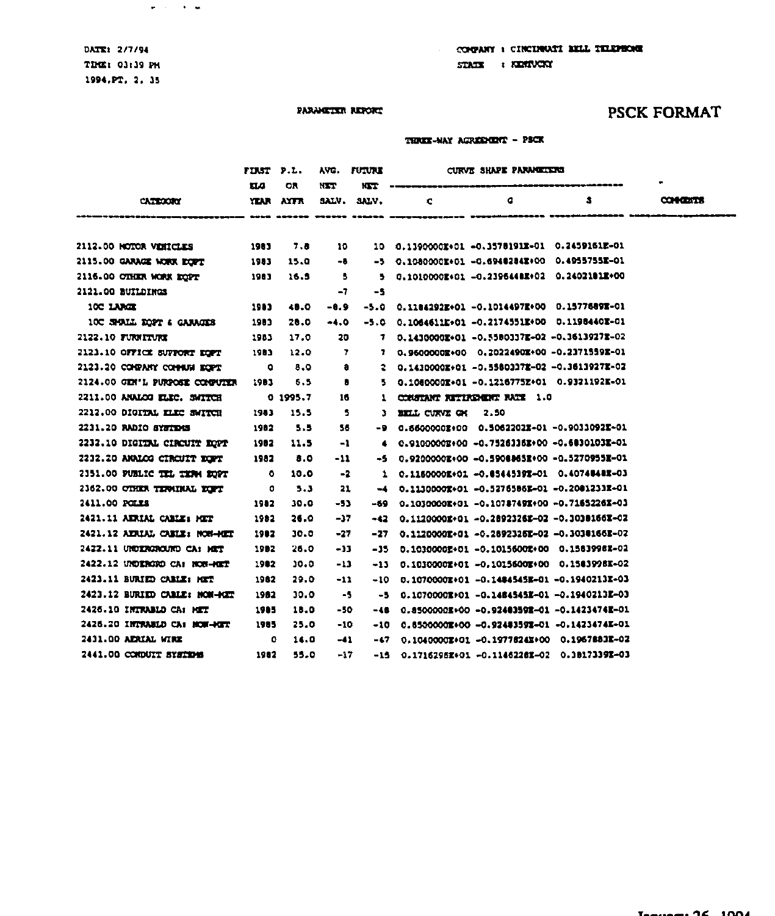DATE: 2/7/94
TIME: 03:39 PM
1994.PT. 2. 35

COMPANY : CINCINNATI BELL TELEPHONE
STATE : KENTUCKY

PARAMETER REPORT

# PSCK FORMAT

THREE-WAY AGREEMENT - PSCK

| CATEGORY | FIRST ELG YEAR | P.L. OR AYFR | AVG. NET SALV. | FUTURE NET SALV. | CURVE SHAPE PARAMETERS C | G | S | COMMENTS |
|---|---|---|---|---|---|---|---|---|
| 2112.00 MOTOR VEHICLES | 1983 | 7.8 | 10 | 10 | 0.1390000E+01 | -0.3578191E-01 | 0.2459161E-01 | |
| 2115.00 GARAGE WORK EQPT | 1983 | 15.0 | -8 | -5 | 0.1080000E+01 | -0.6948284E+00 | 0.4955755E-01 | |
| 2116.00 OTHER WORK EQPT | 1983 | 16.5 | 5 | 5 | 0.1010000E+01 | -0.2396448E+02 | 0.2402181E+00 | |
| 2121.00 BUILDINGS | | | -7 | -5 | | | | |
| 10C LARGE | 1983 | 48.0 | -8.9 | -5.0 | 0.1184292E+01 | -0.1014497E+00 | 0.1577689E-01 | |
| 10C SMALL EQPT & GARAGES | 1983 | 28.0 | -4.0 | -5.0 | 0.1064611E+01 | -0.2174551E+00 | 0.1198440E-01 | |
| 2122.10 FURNITURE | 1983 | 17.0 | 20 | 7 | 0.1430000E+01 | -0.5580337E-02 | -0.3613927E-02 | |
| 2123.10 OFFICE SUPPORT EQPT | 1983 | 12.0 | 7 | 7 | 0.9600000E+00 | 0.2022490E+00 | -0.2371559E-01 | |
| 2123.20 COMPANY COMMUN EQPT | 0 | 8.0 | 8 | 2 | 0.1430000E+01 | -0.5580337E-02 | -0.3613927E-02 | |
| 2124.00 GEN'L PURPOSE COMPUTER | 1983 | 6.5 | 8 | 5 | 0.1060000E+01 | -0.1216775E+01 | 0.9321192E-01 | |
| 2211.00 ANALOG ELEC. SWITCH | 0 | 1995.7 | 16 | 1 | CONSTANT RETIREMENT RATE 1.0 | | | |
| 2212.00 DIGITAL ELEC SWITCH | 1983 | 15.5 | 5 | 3 | BELL CURVE GM 2.50 | | | |
| 2231.20 RADIO SYSTEMS | 1982 | 5.5 | 56 | -9 | 0.6600000E+00 | 0.5062202E-01 | -0.9033092E-01 | |
| 2232.10 DIGITAL CIRCUIT EQPT | 1982 | 11.5 | -1 | 4 | 0.9100000E+00 | -0.7526336E+00 | -0.6830103E-01 | |
| 2232.20 ANALOG CIRCUIT EQPT | 1982 | 8.0 | -11 | -5 | 0.9200000E+00 | -0.5908865E+00 | -0.5270955E-01 | |
| 2351.00 PUBLIC TEL TERM EQPT | 0 | 10.0 | -2 | 1 | 0.1160000E+01 | -0.8544539E-01 | 0.4074848E-03 | |
| 2362.00 OTHER TERMINAL EQPT | 0 | 5.3 | 21 | -4 | 0.1130000E+01 | -0.5276586E-01 | -0.2081233E-01 | |
| 2411.00 POLES | 1982 | 30.0 | -53 | -69 | 0.1030000E+01 | -0.1078749E+00 | -0.7165226E-03 | |
| 2421.11 AERIAL CABLE: MET | 1982 | 26.0 | -37 | -42 | 0.1120000E+01 | -0.2892326E-02 | -0.3038166E-02 | |
| 2421.12 AERIAL CABLE: NON-MET | 1982 | 30.0 | -27 | -27 | 0.1120000E+01 | -0.2892326E-02 | -0.3038166E-02 | |
| 2422.11 UNDERGROUND CA: MET | 1982 | 26.0 | -33 | -35 | 0.1030000E+01 | -0.1015600E+00 | 0.1583998E-02 | |
| 2422.12 UNDERGRD CA: NON-MET | 1982 | 30.0 | -13 | -13 | 0.1030000E+01 | -0.1015600E+00 | 0.1583998E-02 | |
| 2423.11 BURIED CABLE: MET | 1982 | 29.0 | -11 | -10 | 0.1070000E+01 | -0.1484545E-01 | -0.1940213E-03 | |
| 2423.12 BURIED CABLE: NON-MET | 1982 | 30.0 | -5 | -5 | 0.1070000E+01 | -0.1484545E-01 | -0.1940213E-03 | |
| 2426.10 INTRABLD CA: MET | 1985 | 18.0 | -50 | -48 | 0.8500000E+00 | -0.9248359E-01 | -0.1423474E-01 | |
| 2426.20 INTRABLD CA: NON-MET | 1985 | 25.0 | -10 | -10 | 0.8500000E+00 | -0.9248359E-01 | -0.1423474E-01 | |
| 2431.00 AERIAL WIRE | 0 | 14.0 | -41 | -47 | 0.1040000E+01 | -0.1977824E+00 | 0.1967883E-02 | |
| 2441.00 CONDUIT SYSTEMS | 1982 | 55.0 | -17 | -15 | 0.1716295E+01 | -0.1146228E-02 | 0.3817339E-03 | |